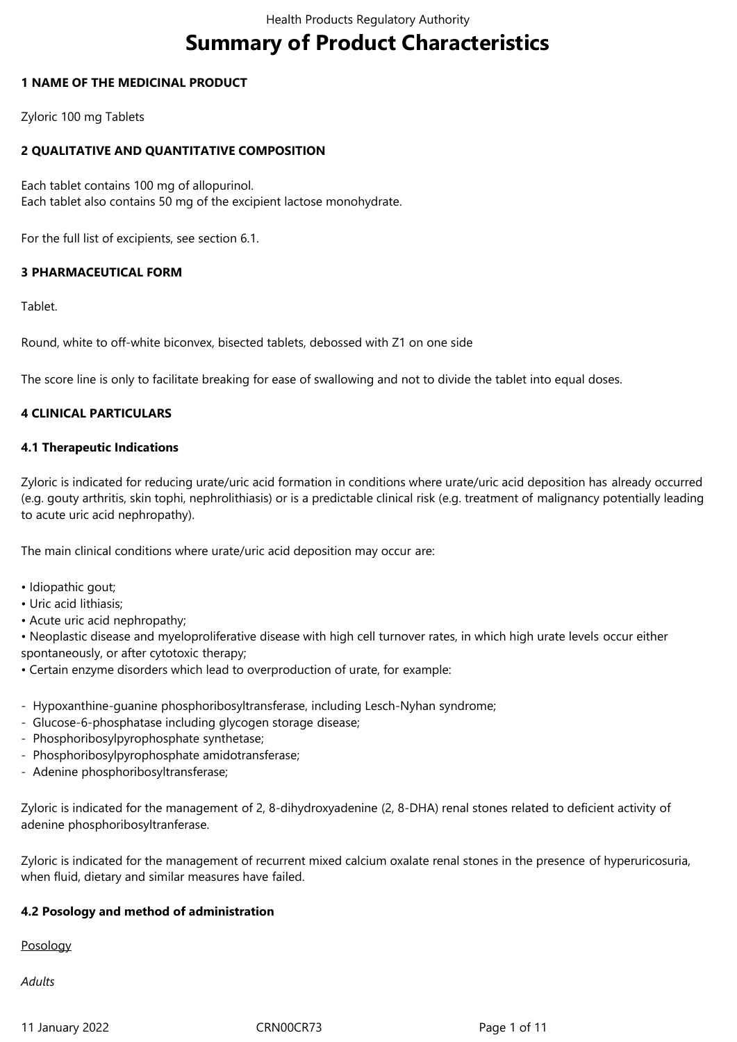# Summary of Product Characteristics

## 1 NAME OF THE MEDICINAL PRODUCT

Zyloric 100 mg Tablets

## 2 QUALITATIVE AND QUANTITATIVE COMPOSITION

Each tablet contains 100 mg of allopurinol.
Each tablet also contains 50 mg of the excipient lactose monohydrate.

For the full list of excipients, see section 6.1.

## 3 PHARMACEUTICAL FORM

Tablet.

Round, white to off-white biconvex, bisected tablets, debossed with Z1 on one side

The score line is only to facilitate breaking for ease of swallowing and not to divide the tablet into equal doses.

## 4 CLINICAL PARTICULARS

### 4.1 Therapeutic Indications

Zyloric is indicated for reducing urate/uric acid formation in conditions where urate/uric acid deposition has already occurred (e.g. gouty arthritis, skin tophi, nephrolithiasis) or is a predictable clinical risk (e.g. treatment of malignancy potentially leading to acute uric acid nephropathy).

The main clinical conditions where urate/uric acid deposition may occur are:

- Idiopathic gout;
- Uric acid lithiasis;
- Acute uric acid nephropathy;
- Neoplastic disease and myeloproliferative disease with high cell turnover rates, in which high urate levels occur either spontaneously, or after cytotoxic therapy;
- Certain enzyme disorders which lead to overproduction of urate, for example:

- Hypoxanthine-guanine phosphoribosyltransferase, including Lesch-Nyhan syndrome;
- Glucose-6-phosphatase including glycogen storage disease;
- Phosphoribosylpyrophosphate synthetase;
- Phosphoribosylpyrophosphate amidotransferase;
- Adenine phosphoribosyltransferase;

Zyloric is indicated for the management of 2, 8-dihydroxyadenine (2, 8-DHA) renal stones related to deficient activity of adenine phosphoribosyltranferase.

Zyloric is indicated for the management of recurrent mixed calcium oxalate renal stones in the presence of hyperuricosuria, when fluid, dietary and similar measures have failed.

### 4.2 Posology and method of administration

<u>Posology</u>

*Adults*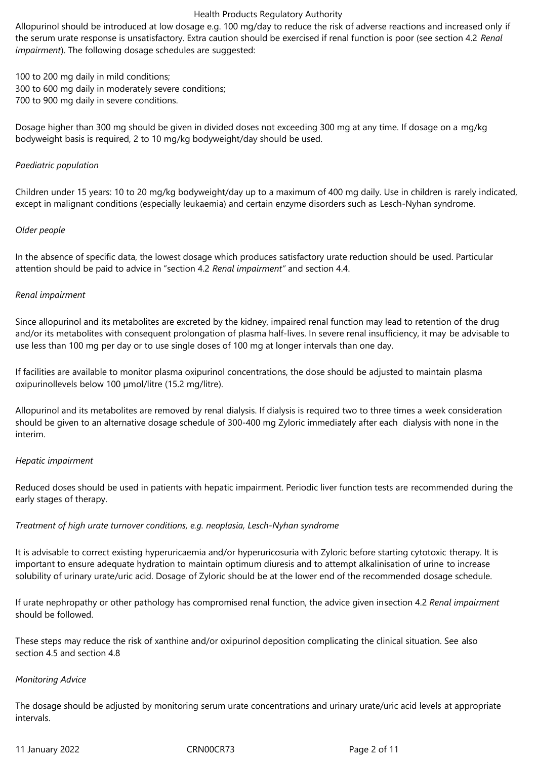Allopurinol should be introduced at low dosage e.g. 100 mg/day to reduce the risk of adverse reactions and increased only if the serum urate response is unsatisfactory. Extra caution should be exercised if renal function is poor (see section 4.2 *Renal impairment*). The following dosage schedules are suggested:

100 to 200 mg daily in mild conditions;
300 to 600 mg daily in moderately severe conditions;
700 to 900 mg daily in severe conditions.

Dosage higher than 300 mg should be given in divided doses not exceeding 300 mg at any time. If dosage on a mg/kg bodyweight basis is required, 2 to 10 mg/kg bodyweight/day should be used.

*Paediatric population*

Children under 15 years: 10 to 20 mg/kg bodyweight/day up to a maximum of 400 mg daily. Use in children is rarely indicated, except in malignant conditions (especially leukaemia) and certain enzyme disorders such as Lesch-Nyhan syndrome.

*Older people*

In the absence of specific data, the lowest dosage which produces satisfactory urate reduction should be used. Particular attention should be paid to advice in "section 4.2 *Renal impairment"* and section 4.4.

*Renal impairment*

Since allopurinol and its metabolites are excreted by the kidney, impaired renal function may lead to retention of the drug and/or its metabolites with consequent prolongation of plasma half-lives. In severe renal insufficiency, it may be advisable to use less than 100 mg per day or to use single doses of 100 mg at longer intervals than one day.

If facilities are available to monitor plasma oxipurinol concentrations, the dose should be adjusted to maintain plasma oxipurinollevels below 100 µmol/litre (15.2 mg/litre).

Allopurinol and its metabolites are removed by renal dialysis. If dialysis is required two to three times a week consideration should be given to an alternative dosage schedule of 300-400 mg Zyloric immediately after each dialysis with none in the interim.

*Hepatic impairment*

Reduced doses should be used in patients with hepatic impairment. Periodic liver function tests are recommended during the early stages of therapy.

*Treatment of high urate turnover conditions, e.g. neoplasia, Lesch-Nyhan syndrome*

It is advisable to correct existing hyperuricaemia and/or hyperuricosuria with Zyloric before starting cytotoxic therapy. It is important to ensure adequate hydration to maintain optimum diuresis and to attempt alkalinisation of urine to increase solubility of urinary urate/uric acid. Dosage of Zyloric should be at the lower end of the recommended dosage schedule.

If urate nephropathy or other pathology has compromised renal function, the advice given insection 4.2 *Renal impairment* should be followed.

These steps may reduce the risk of xanthine and/or oxipurinol deposition complicating the clinical situation. See also section 4.5 and section 4.8

*Monitoring Advice*

The dosage should be adjusted by monitoring serum urate concentrations and urinary urate/uric acid levels at appropriate intervals.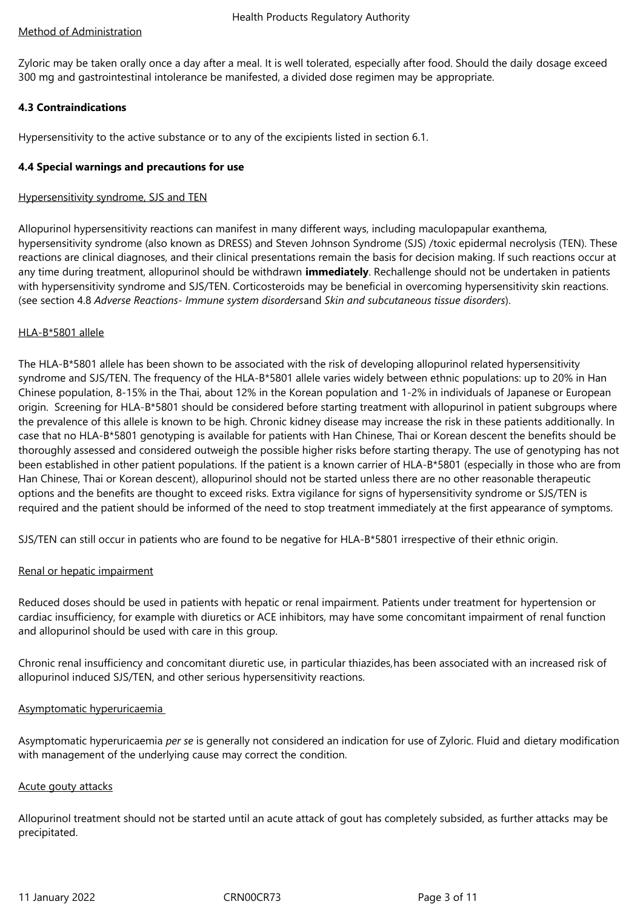Method of Administration

Zyloric may be taken orally once a day after a meal. It is well tolerated, especially after food. Should the daily dosage exceed 300 mg and gastrointestinal intolerance be manifested, a divided dose regimen may be appropriate.

### 4.3 Contraindications

Hypersensitivity to the active substance or to any of the excipients listed in section 6.1.

### 4.4 Special warnings and precautions for use

Hypersensitivity syndrome, SJS and TEN

Allopurinol hypersensitivity reactions can manifest in many different ways, including maculopapular exanthema, hypersensitivity syndrome (also known as DRESS) and Steven Johnson Syndrome (SJS) /toxic epidermal necrolysis (TEN). These reactions are clinical diagnoses, and their clinical presentations remain the basis for decision making. If such reactions occur at any time during treatment, allopurinol should be withdrawn **immediately**. Rechallenge should not be undertaken in patients with hypersensitivity syndrome and SJS/TEN. Corticosteroids may be beneficial in overcoming hypersensitivity skin reactions. (see section 4.8 *Adverse Reactions- Immune system disorders*and *Skin and subcutaneous tissue disorders*).

HLA-B*5801 allele

The HLA-B*5801 allele has been shown to be associated with the risk of developing allopurinol related hypersensitivity syndrome and SJS/TEN. The frequency of the HLA-B*5801 allele varies widely between ethnic populations: up to 20% in Han Chinese population, 8-15% in the Thai, about 12% in the Korean population and 1-2% in individuals of Japanese or European origin. Screening for HLA-B*5801 should be considered before starting treatment with allopurinol in patient subgroups where the prevalence of this allele is known to be high. Chronic kidney disease may increase the risk in these patients additionally. In case that no HLA-B*5801 genotyping is available for patients with Han Chinese, Thai or Korean descent the benefits should be thoroughly assessed and considered outweigh the possible higher risks before starting therapy. The use of genotyping has not been established in other patient populations. If the patient is a known carrier of HLA-B*5801 (especially in those who are from Han Chinese, Thai or Korean descent), allopurinol should not be started unless there are no other reasonable therapeutic options and the benefits are thought to exceed risks. Extra vigilance for signs of hypersensitivity syndrome or SJS/TEN is required and the patient should be informed of the need to stop treatment immediately at the first appearance of symptoms.

SJS/TEN can still occur in patients who are found to be negative for HLA-B*5801 irrespective of their ethnic origin.

Renal or hepatic impairment

Reduced doses should be used in patients with hepatic or renal impairment. Patients under treatment for hypertension or cardiac insufficiency, for example with diuretics or ACE inhibitors, may have some concomitant impairment of renal function and allopurinol should be used with care in this group.

Chronic renal insufficiency and concomitant diuretic use, in particular thiazides,has been associated with an increased risk of allopurinol induced SJS/TEN, and other serious hypersensitivity reactions.

Asymptomatic hyperuricaemia

Asymptomatic hyperuricaemia *per se* is generally not considered an indication for use of Zyloric. Fluid and dietary modification with management of the underlying cause may correct the condition.

Acute gouty attacks

Allopurinol treatment should not be started until an acute attack of gout has completely subsided, as further attacks may be precipitated.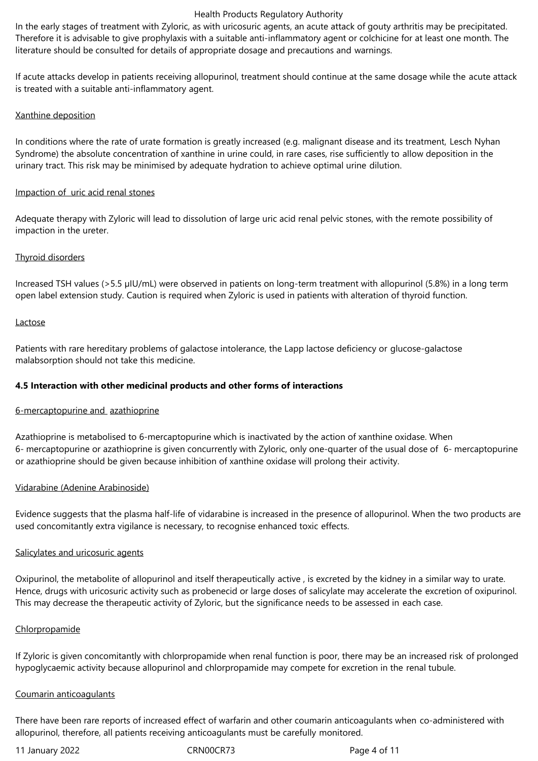In the early stages of treatment with Zyloric, as with uricosuric agents, an acute attack of gouty arthritis may be precipitated. Therefore it is advisable to give prophylaxis with a suitable anti-inflammatory agent or colchicine for at least one month. The literature should be consulted for details of appropriate dosage and precautions and warnings.

If acute attacks develop in patients receiving allopurinol, treatment should continue at the same dosage while the acute attack is treated with a suitable anti-inflammatory agent.

Xanthine deposition

In conditions where the rate of urate formation is greatly increased (e.g. malignant disease and its treatment, Lesch Nyhan Syndrome) the absolute concentration of xanthine in urine could, in rare cases, rise sufficiently to allow deposition in the urinary tract. This risk may be minimised by adequate hydration to achieve optimal urine dilution.

Impaction of uric acid renal stones

Adequate therapy with Zyloric will lead to dissolution of large uric acid renal pelvic stones, with the remote possibility of impaction in the ureter.

Thyroid disorders

Increased TSH values (>5.5 μIU/mL) were observed in patients on long-term treatment with allopurinol (5.8%) in a long term open label extension study. Caution is required when Zyloric is used in patients with alteration of thyroid function.

Lactose

Patients with rare hereditary problems of galactose intolerance, the Lapp lactose deficiency or glucose-galactose malabsorption should not take this medicine.

**4.5 Interaction with other medicinal products and other forms of interactions**

6-mercaptopurine and azathioprine

Azathioprine is metabolised to 6-mercaptopurine which is inactivated by the action of xanthine oxidase. When 6- mercaptopurine or azathioprine is given concurrently with Zyloric, only one-quarter of the usual dose of 6- mercaptopurine or azathioprine should be given because inhibition of xanthine oxidase will prolong their activity.

Vidarabine (Adenine Arabinoside)

Evidence suggests that the plasma half-life of vidarabine is increased in the presence of allopurinol. When the two products are used concomitantly extra vigilance is necessary, to recognise enhanced toxic effects.

Salicylates and uricosuric agents

Oxipurinol, the metabolite of allopurinol and itself therapeutically active , is excreted by the kidney in a similar way to urate. Hence, drugs with uricosuric activity such as probenecid or large doses of salicylate may accelerate the excretion of oxipurinol. This may decrease the therapeutic activity of Zyloric, but the significance needs to be assessed in each case.

Chlorpropamide

If Zyloric is given concomitantly with chlorpropamide when renal function is poor, there may be an increased risk of prolonged hypoglycaemic activity because allopurinol and chlorpropamide may compete for excretion in the renal tubule.

Coumarin anticoagulants

There have been rare reports of increased effect of warfarin and other coumarin anticoagulants when co-administered with allopurinol, therefore, all patients receiving anticoagulants must be carefully monitored.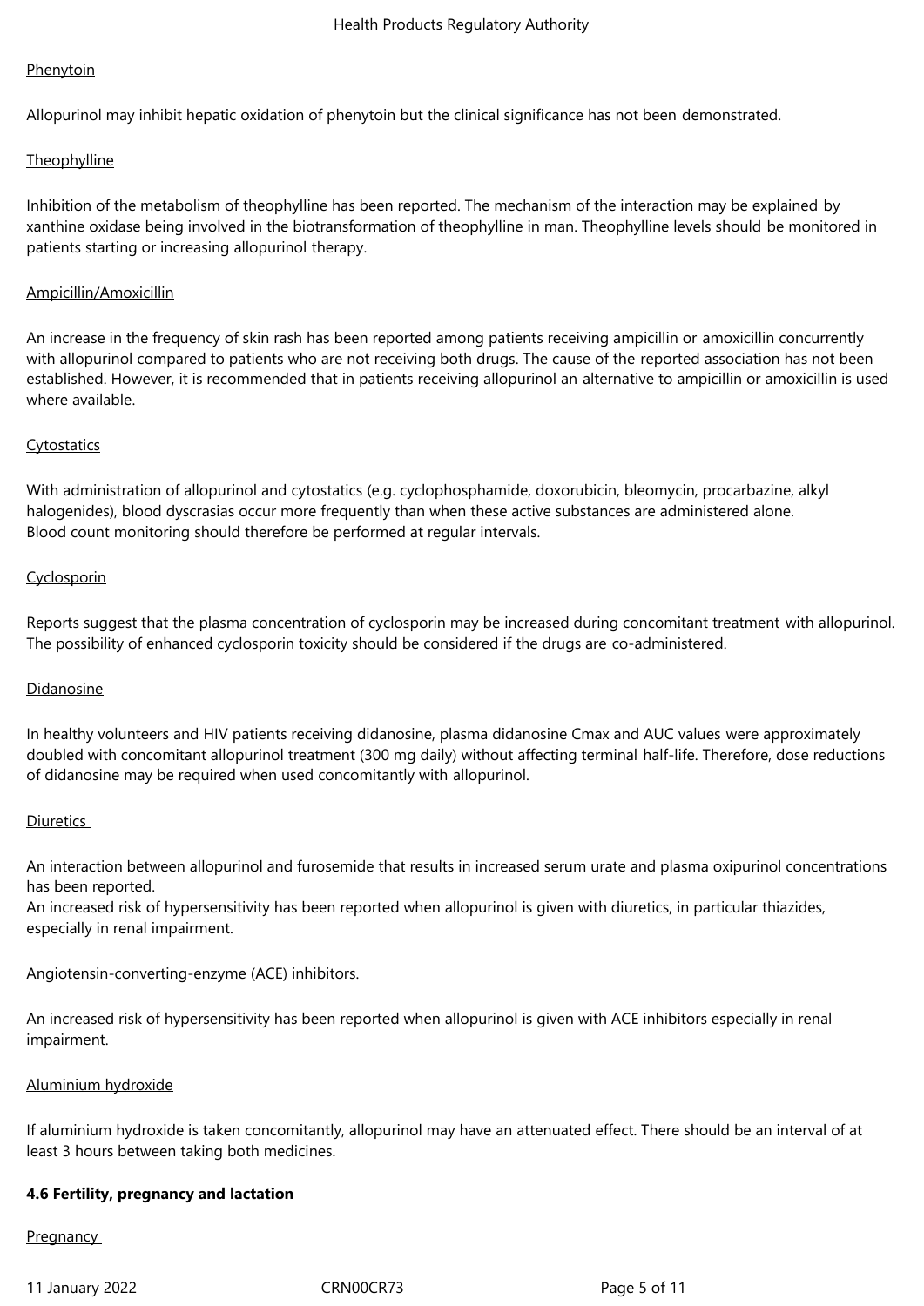Phenytoin

Allopurinol may inhibit hepatic oxidation of phenytoin but the clinical significance has not been demonstrated.

Theophylline

Inhibition of the metabolism of theophylline has been reported. The mechanism of the interaction may be explained by xanthine oxidase being involved in the biotransformation of theophylline in man. Theophylline levels should be monitored in patients starting or increasing allopurinol therapy.

Ampicillin/Amoxicillin

An increase in the frequency of skin rash has been reported among patients receiving ampicillin or amoxicillin concurrently with allopurinol compared to patients who are not receiving both drugs. The cause of the reported association has not been established. However, it is recommended that in patients receiving allopurinol an alternative to ampicillin or amoxicillin is used where available.

Cytostatics

With administration of allopurinol and cytostatics (e.g. cyclophosphamide, doxorubicin, bleomycin, procarbazine, alkyl halogenides), blood dyscrasias occur more frequently than when these active substances are administered alone.
Blood count monitoring should therefore be performed at regular intervals.

Cyclosporin

Reports suggest that the plasma concentration of cyclosporin may be increased during concomitant treatment with allopurinol. The possibility of enhanced cyclosporin toxicity should be considered if the drugs are co-administered.

Didanosine

In healthy volunteers and HIV patients receiving didanosine, plasma didanosine Cmax and AUC values were approximately doubled with concomitant allopurinol treatment (300 mg daily) without affecting terminal half-life. Therefore, dose reductions of didanosine may be required when used concomitantly with allopurinol.

Diuretics

An interaction between allopurinol and furosemide that results in increased serum urate and plasma oxipurinol concentrations has been reported.
An increased risk of hypersensitivity has been reported when allopurinol is given with diuretics, in particular thiazides, especially in renal impairment.

Angiotensin-converting-enzyme (ACE) inhibitors.

An increased risk of hypersensitivity has been reported when allopurinol is given with ACE inhibitors especially in renal impairment.

Aluminium hydroxide

If aluminium hydroxide is taken concomitantly, allopurinol may have an attenuated effect. There should be an interval of at least 3 hours between taking both medicines.

**4.6 Fertility, pregnancy and lactation**

Pregnancy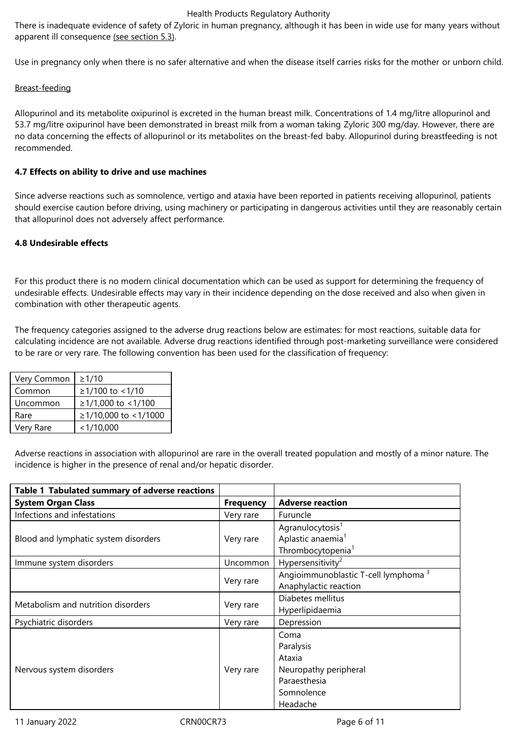There is inadequate evidence of safety of Zyloric in human pregnancy, although it has been in wide use for many years without apparent ill consequence (see section 5.3).

Use in pregnancy only when there is no safer alternative and when the disease itself carries risks for the mother or unborn child.

Breast-feeding

Allopurinol and its metabolite oxipurinol is excreted in the human breast milk. Concentrations of 1.4 mg/litre allopurinol and 53.7 mg/litre oxipurinol have been demonstrated in breast milk from a woman taking Zyloric 300 mg/day. However, there are no data concerning the effects of allopurinol or its metabolites on the breast-fed baby. Allopurinol during breastfeeding is not recommended.

**4.7 Effects on ability to drive and use machines**

Since adverse reactions such as somnolence, vertigo and ataxia have been reported in patients receiving allopurinol, patients should exercise caution before driving, using machinery or participating in dangerous activities until they are reasonably certain that allopurinol does not adversely affect performance.

**4.8 Undesirable effects**

For this product there is no modern clinical documentation which can be used as support for determining the frequency of undesirable effects. Undesirable effects may vary in their incidence depending on the dose received and also when given in combination with other therapeutic agents.

The frequency categories assigned to the adverse drug reactions below are estimates: for most reactions, suitable data for calculating incidence are not available. Adverse drug reactions identified through post-marketing surveillance were considered to be rare or very rare. The following convention has been used for the classification of frequency:

| | |
|---|---|
| Very Common | ≥1/10 |
| Common | ≥1/100 to <1/10 |
| Uncommon | ≥1/1,000 to <1/100 |
| Rare | ≥1/10,000 to <1/1000 |
| Very Rare | <1/10,000 |

Adverse reactions in association with allopurinol are rare in the overall treated population and mostly of a minor nature. The incidence is higher in the presence of renal and/or hepatic disorder.

| **Table 1 Tabulated summary of adverse reactions** | | |
|---|---|---|
| **System Organ Class** | **Frequency** | **Adverse reaction** |
| Infections and infestations | Very rare | Furuncle |
| Blood and lymphatic system disorders | Very rare | Agranulocytosis[1]<br>Aplastic anaemia[1]<br>Thrombocytopenia[1] |
| Immune system disorders | Uncommon | Hypersensitivity[2] |
| | Very rare | Angioimmunoblastic T-cell lymphoma [3]<br>Anaphylactic reaction |
| Metabolism and nutrition disorders | Very rare | Diabetes mellitus<br>Hyperlipidaemia |
| Psychiatric disorders | Very rare | Depression |
| Nervous system disorders | Very rare | Coma<br>Paralysis<br>Ataxia<br>Neuropathy peripheral<br>Paraesthesia<br>Somnolence<br>Headache |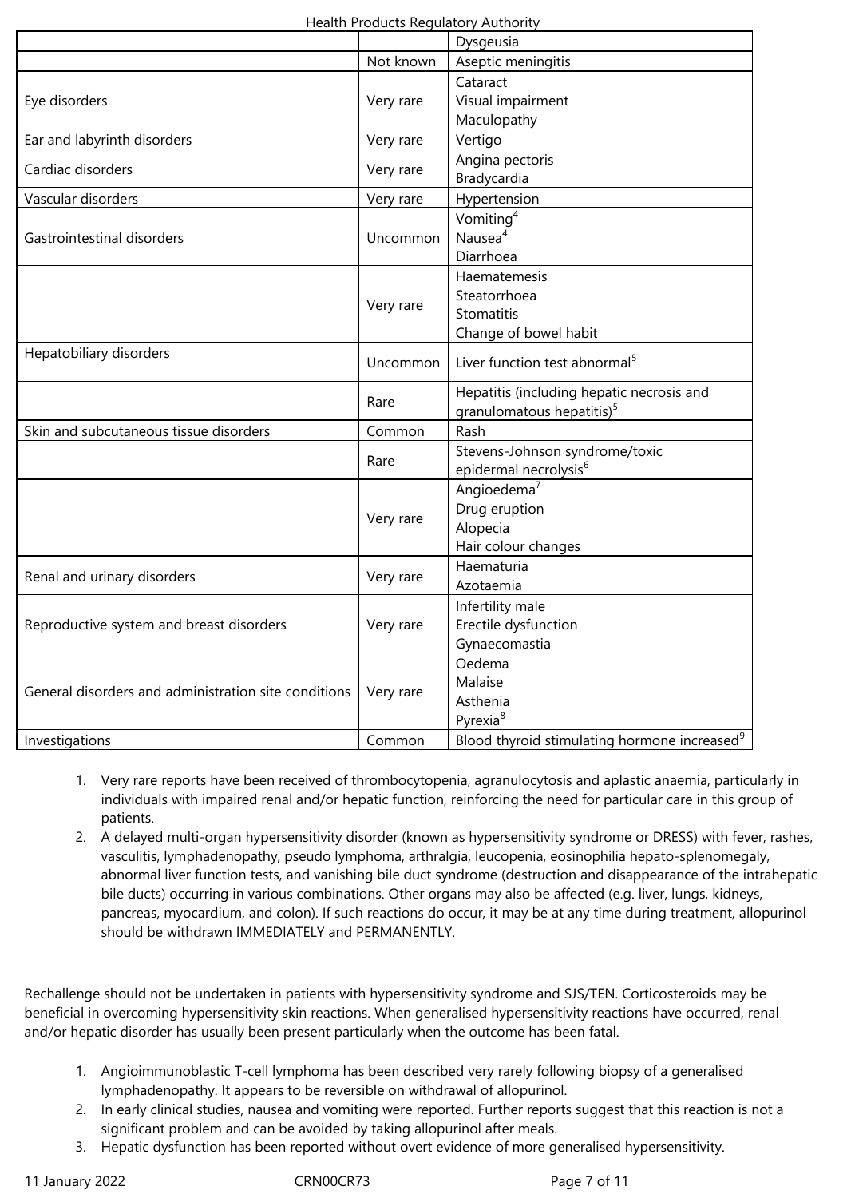| | | |
|---|---|---|
| | | Dysgeusia |
| | Not known | Aseptic meningitis |
| Eye disorders | Very rare | Cataract<br>Visual impairment<br>Maculopathy |
| Ear and labyrinth disorders | Very rare | Vertigo |
| Cardiac disorders | Very rare | Angina pectoris<br>Bradycardia |
| Vascular disorders | Very rare | Hypertension |
| Gastrointestinal disorders | Uncommon | Vomiting[4]<br>Nausea[4]<br>Diarrhoea |
| | Very rare | Haematemesis<br>Steatorrhoea<br>Stomatitis<br>Change of bowel habit |
| Hepatobiliary disorders | Uncommon | Liver function test abnormal[5] |
| | Rare | Hepatitis (including hepatic necrosis and granulomatous hepatitis)[5] |
| Skin and subcutaneous tissue disorders | Common | Rash |
| | Rare | Stevens-Johnson syndrome/toxic epidermal necrolysis[6] |
| | Very rare | Angioedema[7]<br>Drug eruption<br>Alopecia<br>Hair colour changes |
| Renal and urinary disorders | Very rare | Haematuria<br>Azotaemia |
| Reproductive system and breast disorders | Very rare | Infertility male<br>Erectile dysfunction<br>Gynaecomastia |
| General disorders and administration site conditions | Very rare | Oedema<br>Malaise<br>Asthenia<br>Pyrexia[8] |
| Investigations | Common | Blood thyroid stimulating hormone increased[9] |

1. Very rare reports have been received of thrombocytopenia, agranulocytosis and aplastic anaemia, particularly in individuals with impaired renal and/or hepatic function, reinforcing the need for particular care in this group of patients.
2. A delayed multi-organ hypersensitivity disorder (known as hypersensitivity syndrome or DRESS) with fever, rashes, vasculitis, lymphadenopathy, pseudo lymphoma, arthralgia, leucopenia, eosinophilia hepato-splenomegaly, abnormal liver function tests, and vanishing bile duct syndrome (destruction and disappearance of the intrahepatic bile ducts) occurring in various combinations. Other organs may also be affected (e.g. liver, lungs, kidneys, pancreas, myocardium, and colon). If such reactions do occur, it may be at any time during treatment, allopurinol should be withdrawn IMMEDIATELY and PERMANENTLY.

Rechallenge should not be undertaken in patients with hypersensitivity syndrome and SJS/TEN. Corticosteroids may be beneficial in overcoming hypersensitivity skin reactions. When generalised hypersensitivity reactions have occurred, renal and/or hepatic disorder has usually been present particularly when the outcome has been fatal.

1. Angioimmunoblastic T-cell lymphoma has been described very rarely following biopsy of a generalised lymphadenopathy. It appears to be reversible on withdrawal of allopurinol.
2. In early clinical studies, nausea and vomiting were reported. Further reports suggest that this reaction is not a significant problem and can be avoided by taking allopurinol after meals.
3. Hepatic dysfunction has been reported without overt evidence of more generalised hypersensitivity.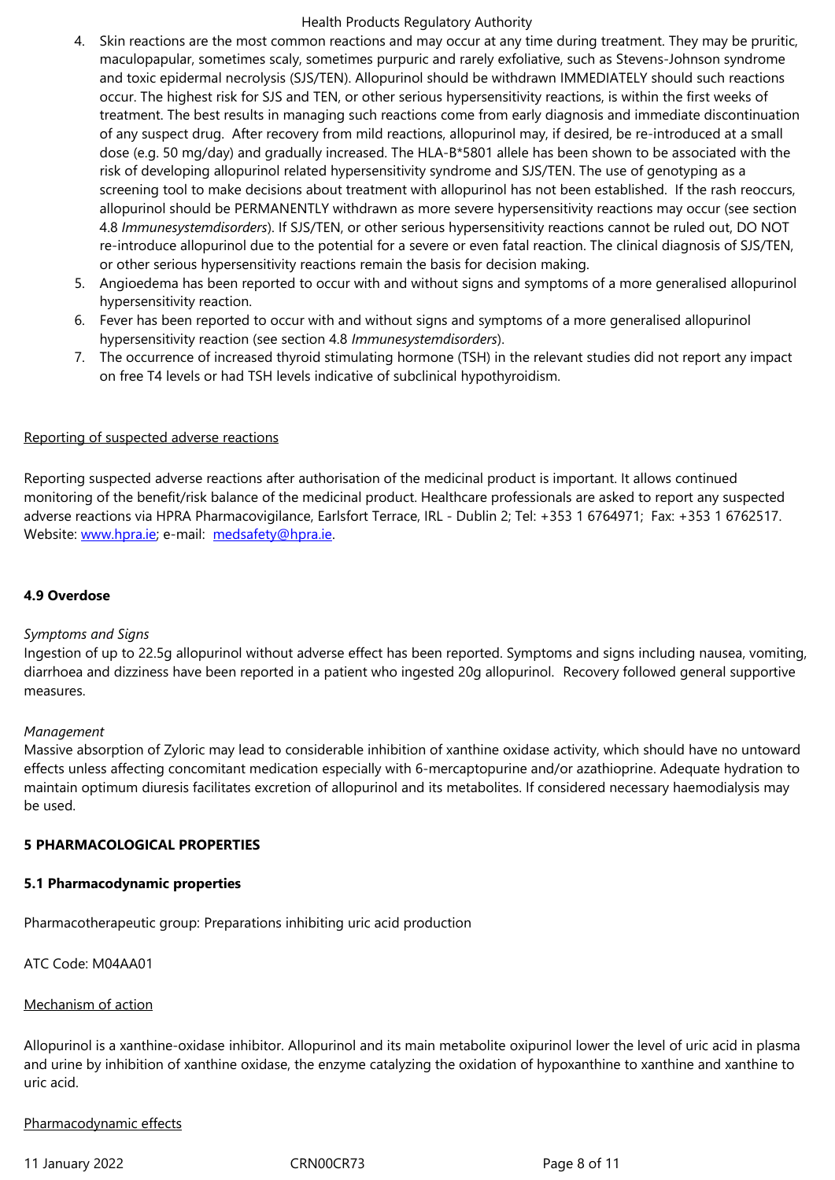4. Skin reactions are the most common reactions and may occur at any time during treatment. They may be pruritic, maculopapular, sometimes scaly, sometimes purpuric and rarely exfoliative, such as Stevens-Johnson syndrome and toxic epidermal necrolysis (SJS/TEN). Allopurinol should be withdrawn IMMEDIATELY should such reactions occur. The highest risk for SJS and TEN, or other serious hypersensitivity reactions, is within the first weeks of treatment. The best results in managing such reactions come from early diagnosis and immediate discontinuation of any suspect drug. After recovery from mild reactions, allopurinol may, if desired, be re-introduced at a small dose (e.g. 50 mg/day) and gradually increased. The HLA-B*5801 allele has been shown to be associated with the risk of developing allopurinol related hypersensitivity syndrome and SJS/TEN. The use of genotyping as a screening tool to make decisions about treatment with allopurinol has not been established. If the rash reoccurs, allopurinol should be PERMANENTLY withdrawn as more severe hypersensitivity reactions may occur (see section 4.8 *Immunesystemdisorders*). If SJS/TEN, or other serious hypersensitivity reactions cannot be ruled out, DO NOT re-introduce allopurinol due to the potential for a severe or even fatal reaction. The clinical diagnosis of SJS/TEN, or other serious hypersensitivity reactions remain the basis for decision making.
5. Angioedema has been reported to occur with and without signs and symptoms of a more generalised allopurinol hypersensitivity reaction.
6. Fever has been reported to occur with and without signs and symptoms of a more generalised allopurinol hypersensitivity reaction (see section 4.8 *Immunesystemdisorders*).
7. The occurrence of increased thyroid stimulating hormone (TSH) in the relevant studies did not report any impact on free T4 levels or had TSH levels indicative of subclinical hypothyroidism.

Reporting of suspected adverse reactions

Reporting suspected adverse reactions after authorisation of the medicinal product is important. It allows continued monitoring of the benefit/risk balance of the medicinal product. Healthcare professionals are asked to report any suspected adverse reactions via HPRA Pharmacovigilance, Earlsfort Terrace, IRL - Dublin 2; Tel: +353 1 6764971; Fax: +353 1 6762517. Website: www.hpra.ie; e-mail: medsafety@hpra.ie.

**4.9 Overdose**

*Symptoms and Signs*

Ingestion of up to 22.5g allopurinol without adverse effect has been reported. Symptoms and signs including nausea, vomiting, diarrhoea and dizziness have been reported in a patient who ingested 20g allopurinol. Recovery followed general supportive measures.

*Management*

Massive absorption of Zyloric may lead to considerable inhibition of xanthine oxidase activity, which should have no untoward effects unless affecting concomitant medication especially with 6-mercaptopurine and/or azathioprine. Adequate hydration to maintain optimum diuresis facilitates excretion of allopurinol and its metabolites. If considered necessary haemodialysis may be used.

**5 PHARMACOLOGICAL PROPERTIES**

**5.1 Pharmacodynamic properties**

Pharmacotherapeutic group: Preparations inhibiting uric acid production

ATC Code: M04AA01

Mechanism of action

Allopurinol is a xanthine-oxidase inhibitor. Allopurinol and its main metabolite oxipurinol lower the level of uric acid in plasma and urine by inhibition of xanthine oxidase, the enzyme catalyzing the oxidation of hypoxanthine to xanthine and xanthine to uric acid.

Pharmacodynamic effects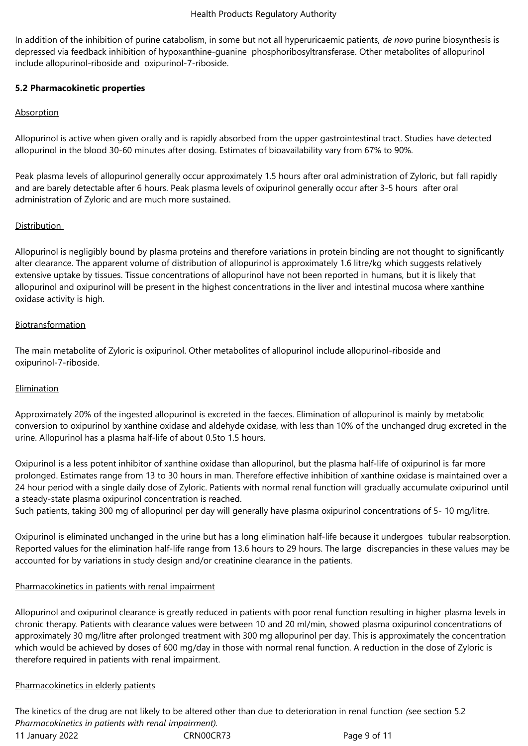In addition of the inhibition of purine catabolism, in some but not all hyperuricaemic patients, *de novo* purine biosynthesis is depressed via feedback inhibition of hypoxanthine-guanine phosphoribosyltransferase. Other metabolites of allopurinol include allopurinol-riboside and oxipurinol-7-riboside.

**5.2 Pharmacokinetic properties**

Absorption

Allopurinol is active when given orally and is rapidly absorbed from the upper gastrointestinal tract. Studies have detected allopurinol in the blood 30-60 minutes after dosing. Estimates of bioavailability vary from 67% to 90%.

Peak plasma levels of allopurinol generally occur approximately 1.5 hours after oral administration of Zyloric, but fall rapidly and are barely detectable after 6 hours. Peak plasma levels of oxipurinol generally occur after 3-5 hours after oral administration of Zyloric and are much more sustained.

Distribution

Allopurinol is negligibly bound by plasma proteins and therefore variations in protein binding are not thought to significantly alter clearance. The apparent volume of distribution of allopurinol is approximately 1.6 litre/kg which suggests relatively extensive uptake by tissues. Tissue concentrations of allopurinol have not been reported in humans, but it is likely that allopurinol and oxipurinol will be present in the highest concentrations in the liver and intestinal mucosa where xanthine oxidase activity is high.

Biotransformation

The main metabolite of Zyloric is oxipurinol. Other metabolites of allopurinol include allopurinol-riboside and oxipurinol-7-riboside.

Elimination

Approximately 20% of the ingested allopurinol is excreted in the faeces. Elimination of allopurinol is mainly by metabolic conversion to oxipurinol by xanthine oxidase and aldehyde oxidase, with less than 10% of the unchanged drug excreted in the urine. Allopurinol has a plasma half-life of about 0.5to 1.5 hours.

Oxipurinol is a less potent inhibitor of xanthine oxidase than allopurinol, but the plasma half-life of oxipurinol is far more prolonged. Estimates range from 13 to 30 hours in man. Therefore effective inhibition of xanthine oxidase is maintained over a 24 hour period with a single daily dose of Zyloric. Patients with normal renal function will gradually accumulate oxipurinol until a steady-state plasma oxipurinol concentration is reached.
Such patients, taking 300 mg of allopurinol per day will generally have plasma oxipurinol concentrations of 5- 10 mg/litre.

Oxipurinol is eliminated unchanged in the urine but has a long elimination half-life because it undergoes tubular reabsorption. Reported values for the elimination half-life range from 13.6 hours to 29 hours. The large discrepancies in these values may be accounted for by variations in study design and/or creatinine clearance in the patients.

Pharmacokinetics in patients with renal impairment

Allopurinol and oxipurinol clearance is greatly reduced in patients with poor renal function resulting in higher plasma levels in chronic therapy. Patients with clearance values were between 10 and 20 ml/min, showed plasma oxipurinol concentrations of approximately 30 mg/litre after prolonged treatment with 300 mg allopurinol per day. This is approximately the concentration which would be achieved by doses of 600 mg/day in those with normal renal function. A reduction in the dose of Zyloric is therefore required in patients with renal impairment.

Pharmacokinetics in elderly patients

The kinetics of the drug are not likely to be altered other than due to deterioration in renal function *(*see section 5.2 *Pharmacokinetics in patients with renal impairment).*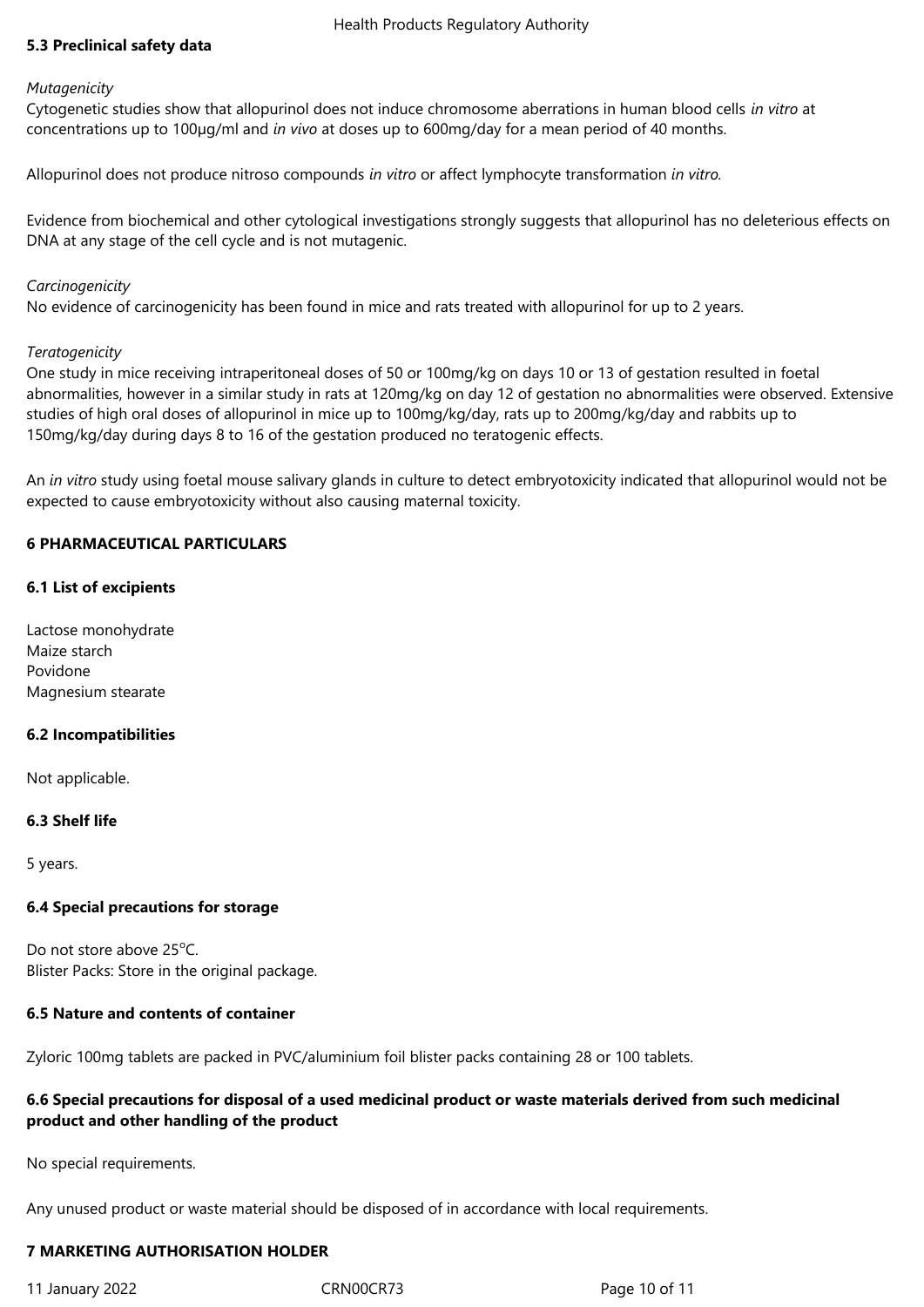## 5.3 Preclinical safety data

*Mutagenicity*
Cytogenetic studies show that allopurinol does not induce chromosome aberrations in human blood cells *in vitro* at concentrations up to 100µg/ml and *in vivo* at doses up to 600mg/day for a mean period of 40 months.

Allopurinol does not produce nitroso compounds *in vitro* or affect lymphocyte transformation *in vitro.*

Evidence from biochemical and other cytological investigations strongly suggests that allopurinol has no deleterious effects on DNA at any stage of the cell cycle and is not mutagenic.

*Carcinogenicity*
No evidence of carcinogenicity has been found in mice and rats treated with allopurinol for up to 2 years.

*Teratogenicity*
One study in mice receiving intraperitoneal doses of 50 or 100mg/kg on days 10 or 13 of gestation resulted in foetal abnormalities, however in a similar study in rats at 120mg/kg on day 12 of gestation no abnormalities were observed. Extensive studies of high oral doses of allopurinol in mice up to 100mg/kg/day, rats up to 200mg/kg/day and rabbits up to 150mg/kg/day during days 8 to 16 of the gestation produced no teratogenic effects.

An *in vitro* study using foetal mouse salivary glands in culture to detect embryotoxicity indicated that allopurinol would not be expected to cause embryotoxicity without also causing maternal toxicity.

# 6 PHARMACEUTICAL PARTICULARS

## 6.1 List of excipients

Lactose monohydrate
Maize starch
Povidone
Magnesium stearate

## 6.2 Incompatibilities

Not applicable.

## 6.3 Shelf life

5 years.

## 6.4 Special precautions for storage

Do not store above 25°C.
Blister Packs: Store in the original package.

## 6.5 Nature and contents of container

Zyloric 100mg tablets are packed in PVC/aluminium foil blister packs containing 28 or 100 tablets.

## 6.6 Special precautions for disposal of a used medicinal product or waste materials derived from such medicinal product and other handling of the product

No special requirements.

Any unused product or waste material should be disposed of in accordance with local requirements.

# 7 MARKETING AUTHORISATION HOLDER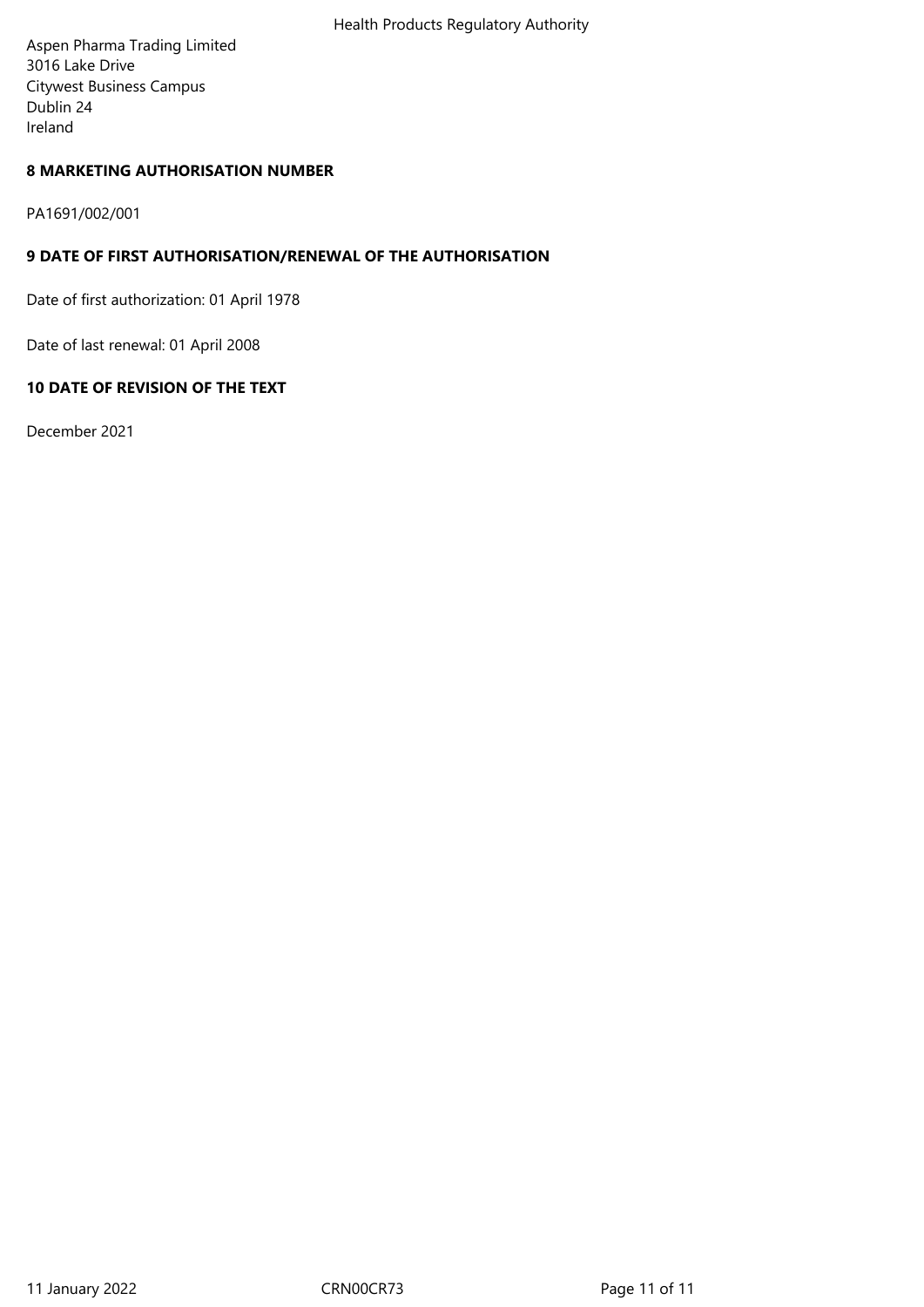Aspen Pharma Trading Limited
3016 Lake Drive
Citywest Business Campus
Dublin 24
Ireland

## 8 MARKETING AUTHORISATION NUMBER

PA1691/002/001

## 9 DATE OF FIRST AUTHORISATION/RENEWAL OF THE AUTHORISATION

Date of first authorization: 01 April 1978

Date of last renewal: 01 April 2008

## 10 DATE OF REVISION OF THE TEXT

December 2021